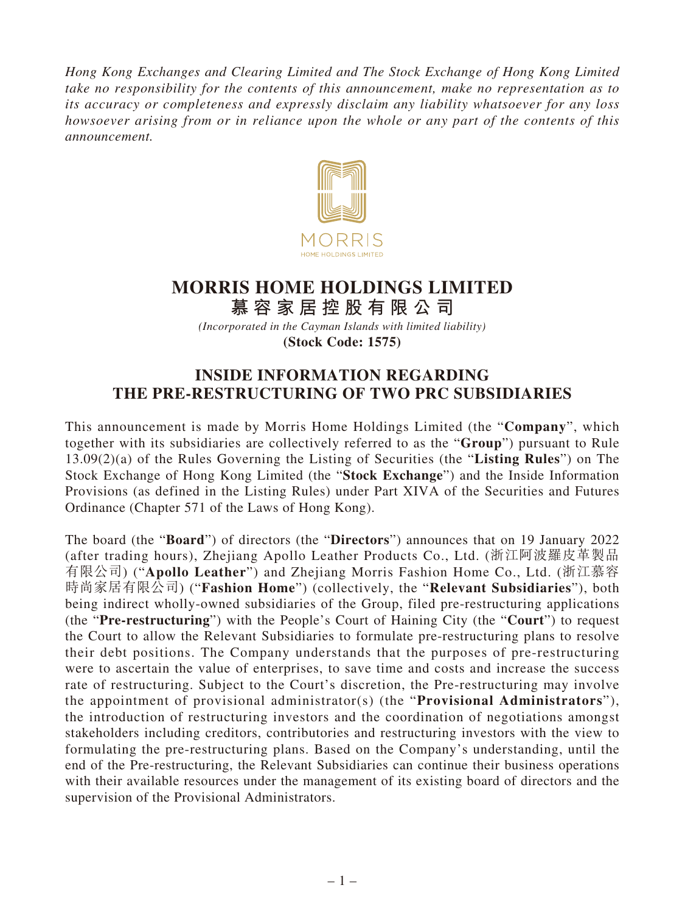*Hong Kong Exchanges and Clearing Limited and The Stock Exchange of Hong Kong Limited take no responsibility for the contents of this announcement, make no representation as to its accuracy or completeness and expressly disclaim any liability whatsoever for any loss howsoever arising from or in reliance upon the whole or any part of the contents of this announcement.*

# MORRIS HOME HOLDINGS LIMITED
# 慕容家居控股有限公司

*(Incorporated in the Cayman Islands with limited liability)*
**(Stock Code: 1575)**

## INSIDE INFORMATION REGARDING THE PRE-RESTRUCTURING OF TWO PRC SUBSIDIARIES

This announcement is made by Morris Home Holdings Limited (the "**Company**", which together with its subsidiaries are collectively referred to as the "**Group**") pursuant to Rule 13.09(2)(a) of the Rules Governing the Listing of Securities (the "**Listing Rules**") on The Stock Exchange of Hong Kong Limited (the "**Stock Exchange**") and the Inside Information Provisions (as defined in the Listing Rules) under Part XIVA of the Securities and Futures Ordinance (Chapter 571 of the Laws of Hong Kong).

The board (the "**Board**") of directors (the "**Directors**") announces that on 19 January 2022 (after trading hours), Zhejiang Apollo Leather Products Co., Ltd. (浙江阿波羅皮革製品有限公司) ("**Apollo Leather**") and Zhejiang Morris Fashion Home Co., Ltd. (浙江慕容時尚家居有限公司) ("**Fashion Home**") (collectively, the "**Relevant Subsidiaries**"), both being indirect wholly-owned subsidiaries of the Group, filed pre-restructuring applications (the "**Pre-restructuring**") with the People's Court of Haining City (the "**Court**") to request the Court to allow the Relevant Subsidiaries to formulate pre-restructuring plans to resolve their debt positions. The Company understands that the purposes of pre-restructuring were to ascertain the value of enterprises, to save time and costs and increase the success rate of restructuring. Subject to the Court's discretion, the Pre-restructuring may involve the appointment of provisional administrator(s) (the "**Provisional Administrators**"), the introduction of restructuring investors and the coordination of negotiations amongst stakeholders including creditors, contributories and restructuring investors with the view to formulating the pre-restructuring plans. Based on the Company's understanding, until the end of the Pre-restructuring, the Relevant Subsidiaries can continue their business operations with their available resources under the management of its existing board of directors and the supervision of the Provisional Administrators.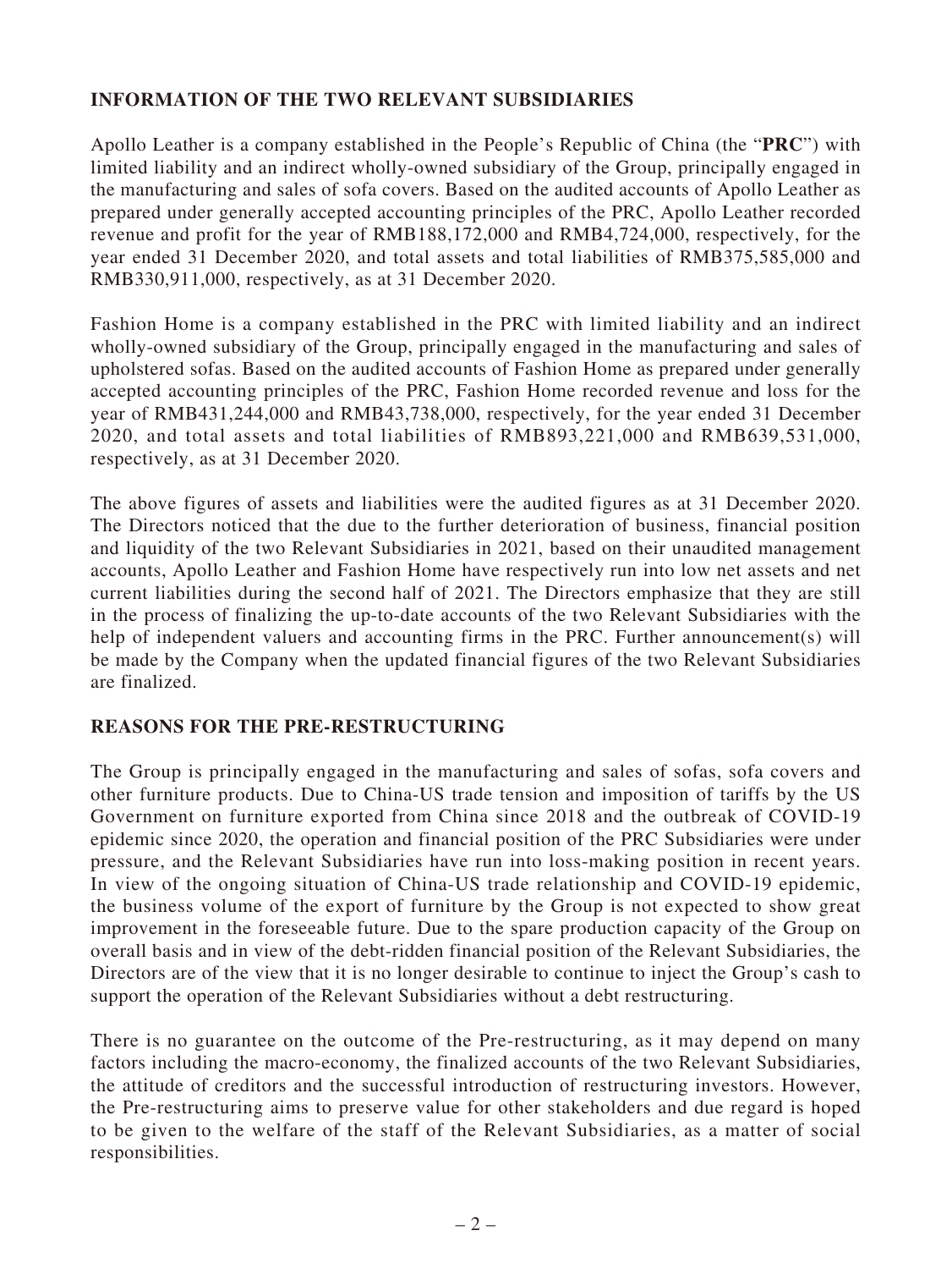## INFORMATION OF THE TWO RELEVANT SUBSIDIARIES

Apollo Leather is a company established in the People's Republic of China (the "**PRC**") with limited liability and an indirect wholly-owned subsidiary of the Group, principally engaged in the manufacturing and sales of sofa covers. Based on the audited accounts of Apollo Leather as prepared under generally accepted accounting principles of the PRC, Apollo Leather recorded revenue and profit for the year of RMB188,172,000 and RMB4,724,000, respectively, for the year ended 31 December 2020, and total assets and total liabilities of RMB375,585,000 and RMB330,911,000, respectively, as at 31 December 2020.

Fashion Home is a company established in the PRC with limited liability and an indirect wholly-owned subsidiary of the Group, principally engaged in the manufacturing and sales of upholstered sofas. Based on the audited accounts of Fashion Home as prepared under generally accepted accounting principles of the PRC, Fashion Home recorded revenue and loss for the year of RMB431,244,000 and RMB43,738,000, respectively, for the year ended 31 December 2020, and total assets and total liabilities of RMB893,221,000 and RMB639,531,000, respectively, as at 31 December 2020.

The above figures of assets and liabilities were the audited figures as at 31 December 2020. The Directors noticed that the due to the further deterioration of business, financial position and liquidity of the two Relevant Subsidiaries in 2021, based on their unaudited management accounts, Apollo Leather and Fashion Home have respectively run into low net assets and net current liabilities during the second half of 2021. The Directors emphasize that they are still in the process of finalizing the up-to-date accounts of the two Relevant Subsidiaries with the help of independent valuers and accounting firms in the PRC. Further announcement(s) will be made by the Company when the updated financial figures of the two Relevant Subsidiaries are finalized.

## REASONS FOR THE PRE-RESTRUCTURING

The Group is principally engaged in the manufacturing and sales of sofas, sofa covers and other furniture products. Due to China-US trade tension and imposition of tariffs by the US Government on furniture exported from China since 2018 and the outbreak of COVID-19 epidemic since 2020, the operation and financial position of the PRC Subsidiaries were under pressure, and the Relevant Subsidiaries have run into loss-making position in recent years. In view of the ongoing situation of China-US trade relationship and COVID-19 epidemic, the business volume of the export of furniture by the Group is not expected to show great improvement in the foreseeable future. Due to the spare production capacity of the Group on overall basis and in view of the debt-ridden financial position of the Relevant Subsidiaries, the Directors are of the view that it is no longer desirable to continue to inject the Group's cash to support the operation of the Relevant Subsidiaries without a debt restructuring.

There is no guarantee on the outcome of the Pre-restructuring, as it may depend on many factors including the macro-economy, the finalized accounts of the two Relevant Subsidiaries, the attitude of creditors and the successful introduction of restructuring investors. However, the Pre-restructuring aims to preserve value for other stakeholders and due regard is hoped to be given to the welfare of the staff of the Relevant Subsidiaries, as a matter of social responsibilities.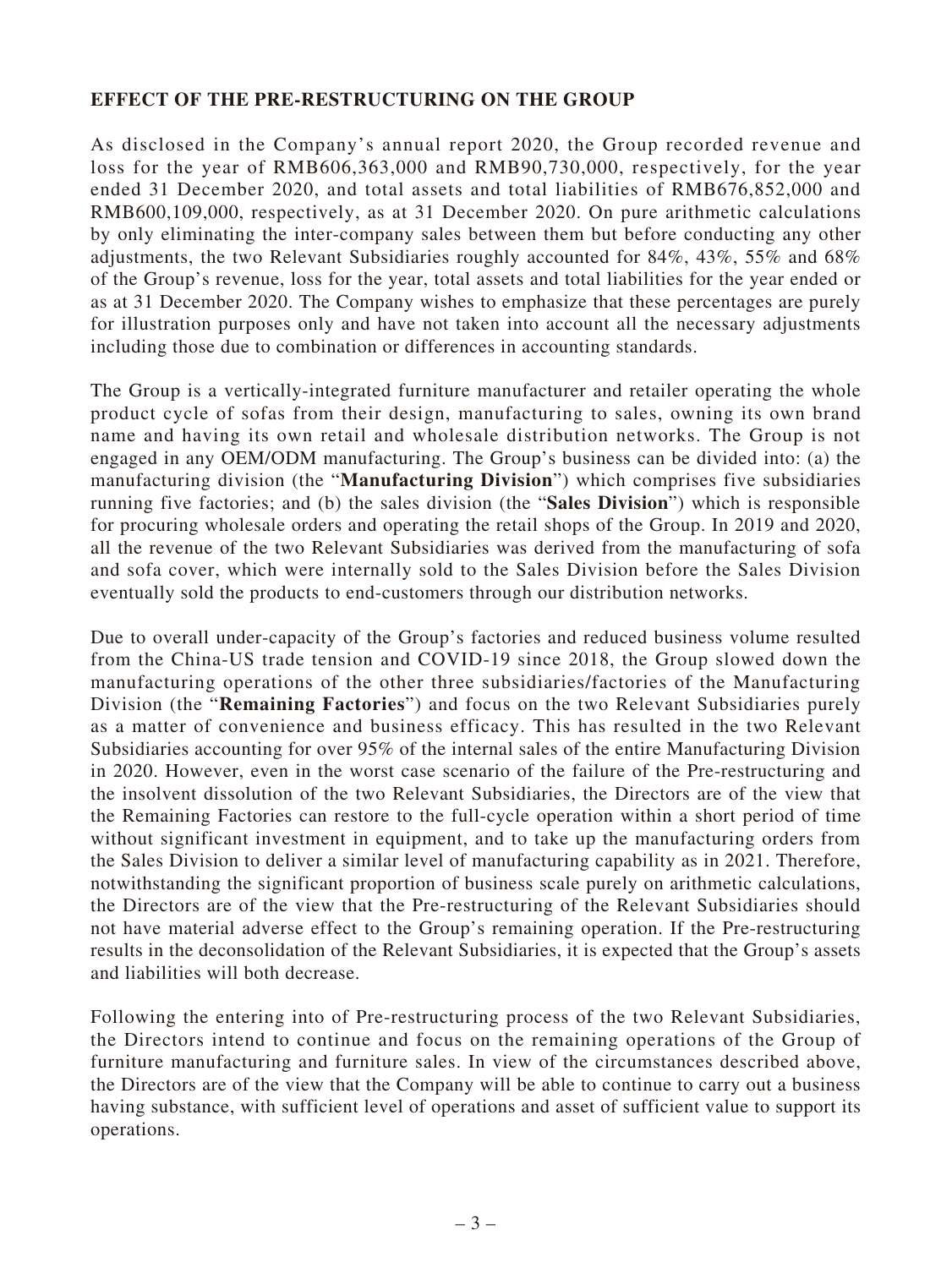## EFFECT OF THE PRE-RESTRUCTURING ON THE GROUP

As disclosed in the Company's annual report 2020, the Group recorded revenue and loss for the year of RMB606,363,000 and RMB90,730,000, respectively, for the year ended 31 December 2020, and total assets and total liabilities of RMB676,852,000 and RMB600,109,000, respectively, as at 31 December 2020. On pure arithmetic calculations by only eliminating the inter-company sales between them but before conducting any other adjustments, the two Relevant Subsidiaries roughly accounted for 84%, 43%, 55% and 68% of the Group's revenue, loss for the year, total assets and total liabilities for the year ended or as at 31 December 2020. The Company wishes to emphasize that these percentages are purely for illustration purposes only and have not taken into account all the necessary adjustments including those due to combination or differences in accounting standards.

The Group is a vertically-integrated furniture manufacturer and retailer operating the whole product cycle of sofas from their design, manufacturing to sales, owning its own brand name and having its own retail and wholesale distribution networks. The Group is not engaged in any OEM/ODM manufacturing. The Group's business can be divided into: (a) the manufacturing division (the "**Manufacturing Division**") which comprises five subsidiaries running five factories; and (b) the sales division (the "**Sales Division**") which is responsible for procuring wholesale orders and operating the retail shops of the Group. In 2019 and 2020, all the revenue of the two Relevant Subsidiaries was derived from the manufacturing of sofa and sofa cover, which were internally sold to the Sales Division before the Sales Division eventually sold the products to end-customers through our distribution networks.

Due to overall under-capacity of the Group's factories and reduced business volume resulted from the China-US trade tension and COVID-19 since 2018, the Group slowed down the manufacturing operations of the other three subsidiaries/factories of the Manufacturing Division (the "**Remaining Factories**") and focus on the two Relevant Subsidiaries purely as a matter of convenience and business efficacy. This has resulted in the two Relevant Subsidiaries accounting for over 95% of the internal sales of the entire Manufacturing Division in 2020. However, even in the worst case scenario of the failure of the Pre-restructuring and the insolvent dissolution of the two Relevant Subsidiaries, the Directors are of the view that the Remaining Factories can restore to the full-cycle operation within a short period of time without significant investment in equipment, and to take up the manufacturing orders from the Sales Division to deliver a similar level of manufacturing capability as in 2021. Therefore, notwithstanding the significant proportion of business scale purely on arithmetic calculations, the Directors are of the view that the Pre-restructuring of the Relevant Subsidiaries should not have material adverse effect to the Group's remaining operation. If the Pre-restructuring results in the deconsolidation of the Relevant Subsidiaries, it is expected that the Group's assets and liabilities will both decrease.

Following the entering into of Pre-restructuring process of the two Relevant Subsidiaries, the Directors intend to continue and focus on the remaining operations of the Group of furniture manufacturing and furniture sales. In view of the circumstances described above, the Directors are of the view that the Company will be able to continue to carry out a business having substance, with sufficient level of operations and asset of sufficient value to support its operations.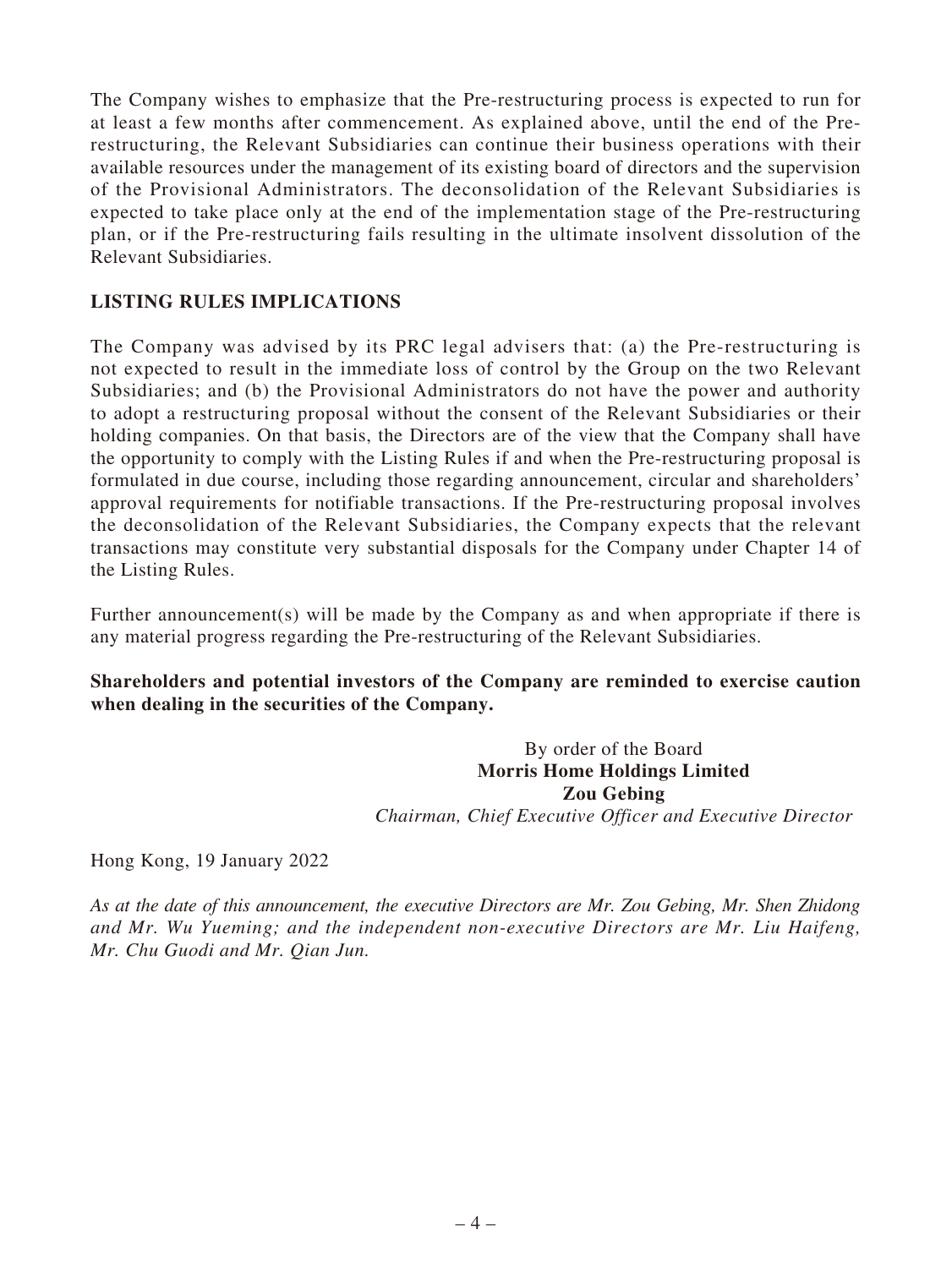The Company wishes to emphasize that the Pre-restructuring process is expected to run for at least a few months after commencement. As explained above, until the end of the Pre-restructuring, the Relevant Subsidiaries can continue their business operations with their available resources under the management of its existing board of directors and the supervision of the Provisional Administrators. The deconsolidation of the Relevant Subsidiaries is expected to take place only at the end of the implementation stage of the Pre-restructuring plan, or if the Pre-restructuring fails resulting in the ultimate insolvent dissolution of the Relevant Subsidiaries.

**LISTING RULES IMPLICATIONS**

The Company was advised by its PRC legal advisers that: (a) the Pre-restructuring is not expected to result in the immediate loss of control by the Group on the two Relevant Subsidiaries; and (b) the Provisional Administrators do not have the power and authority to adopt a restructuring proposal without the consent of the Relevant Subsidiaries or their holding companies. On that basis, the Directors are of the view that the Company shall have the opportunity to comply with the Listing Rules if and when the Pre-restructuring proposal is formulated in due course, including those regarding announcement, circular and shareholders' approval requirements for notifiable transactions. If the Pre-restructuring proposal involves the deconsolidation of the Relevant Subsidiaries, the Company expects that the relevant transactions may constitute very substantial disposals for the Company under Chapter 14 of the Listing Rules.

Further announcement(s) will be made by the Company as and when appropriate if there is any material progress regarding the Pre-restructuring of the Relevant Subsidiaries.

**Shareholders and potential investors of the Company are reminded to exercise caution when dealing in the securities of the Company.**

By order of the Board
**Morris Home Holdings Limited**
**Zou Gebing**
*Chairman, Chief Executive Officer and Executive Director*

Hong Kong, 19 January 2022

*As at the date of this announcement, the executive Directors are Mr. Zou Gebing, Mr. Shen Zhidong and Mr. Wu Yueming; and the independent non-executive Directors are Mr. Liu Haifeng, Mr. Chu Guodi and Mr. Qian Jun.*